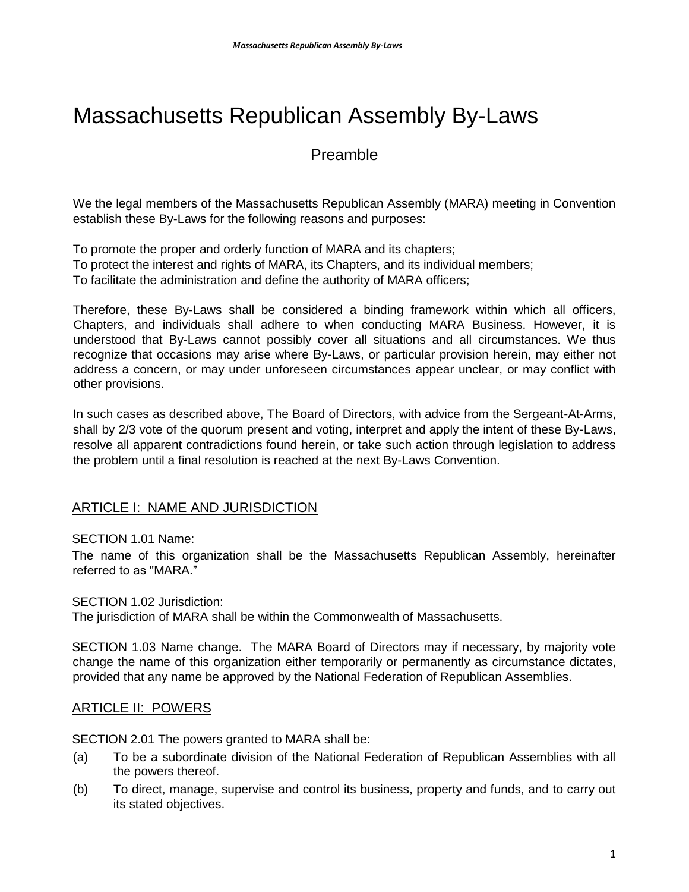# Massachusetts Republican Assembly By-Laws

## Preamble

We the legal members of the Massachusetts Republican Assembly (MARA) meeting in Convention establish these By-Laws for the following reasons and purposes:

To promote the proper and orderly function of MARA and its chapters;
To protect the interest and rights of MARA, its Chapters, and its individual members;
To facilitate the administration and define the authority of MARA officers;

Therefore, these By-Laws shall be considered a binding framework within which all officers, Chapters, and individuals shall adhere to when conducting MARA Business. However, it is understood that By-Laws cannot possibly cover all situations and all circumstances. We thus recognize that occasions may arise where By-Laws, or particular provision herein, may either not address a concern, or may under unforeseen circumstances appear unclear, or may conflict with other provisions.

In such cases as described above, The Board of Directors, with advice from the Sergeant-At-Arms, shall by 2/3 vote of the quorum present and voting, interpret and apply the intent of these By-Laws, resolve all apparent contradictions found herein, or take such action through legislation to address the problem until a final resolution is reached at the next By-Laws Convention.

## ARTICLE I: NAME AND JURISDICTION

SECTION 1.01 Name:
The name of this organization shall be the Massachusetts Republican Assembly, hereinafter referred to as "MARA."

SECTION 1.02 Jurisdiction:
The jurisdiction of MARA shall be within the Commonwealth of Massachusetts.

SECTION 1.03 Name change. The MARA Board of Directors may if necessary, by majority vote change the name of this organization either temporarily or permanently as circumstance dictates, provided that any name be approved by the National Federation of Republican Assemblies.

## ARTICLE II: POWERS

SECTION 2.01 The powers granted to MARA shall be:

(a) To be a subordinate division of the National Federation of Republican Assemblies with all the powers thereof.

(b) To direct, manage, supervise and control its business, property and funds, and to carry out its stated objectives.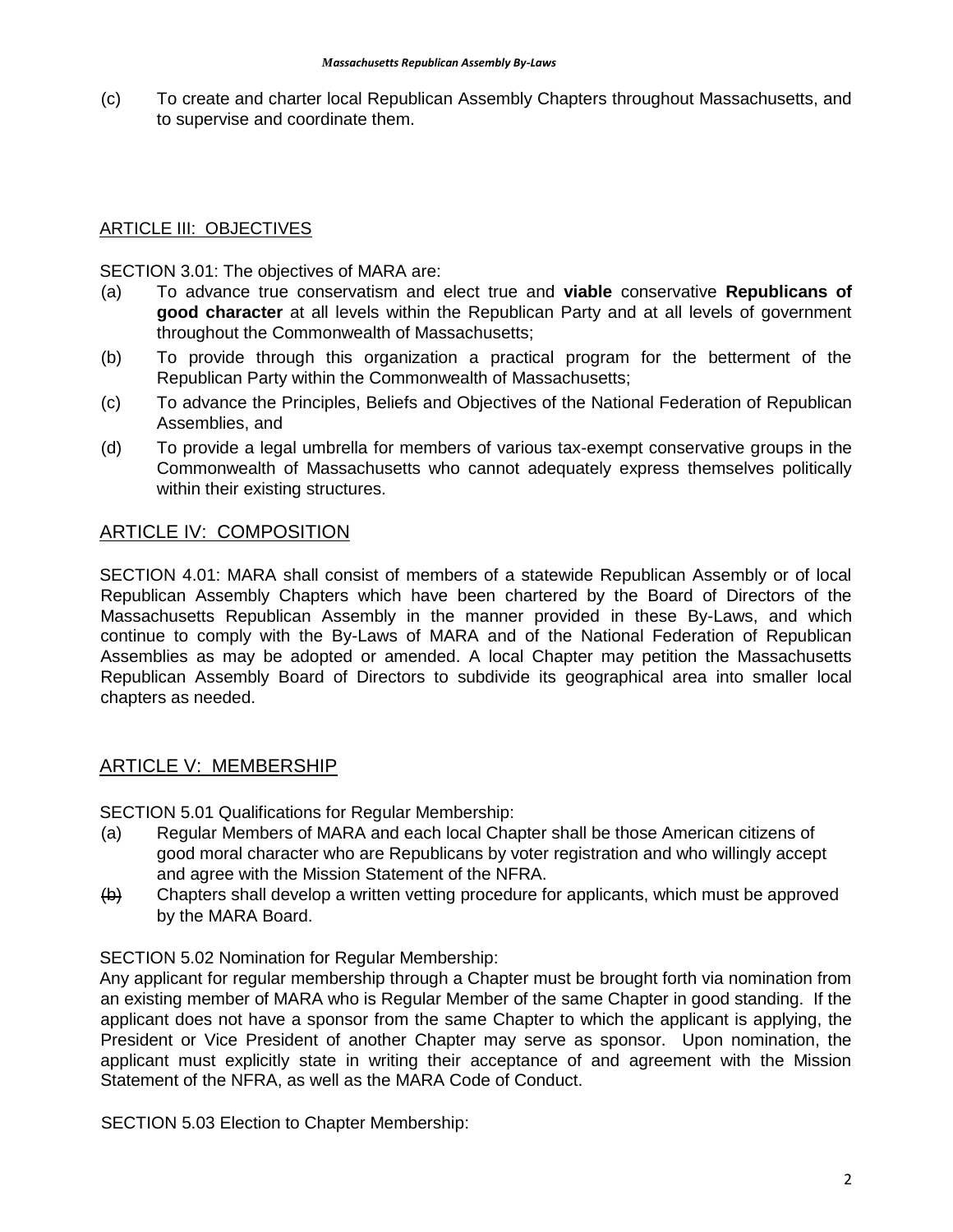(c) To create and charter local Republican Assembly Chapters throughout Massachusetts, and to supervise and coordinate them.

## ARTICLE III: OBJECTIVES

SECTION 3.01: The objectives of MARA are:

(a) To advance true conservatism and elect true and **viable** conservative **Republicans of good character** at all levels within the Republican Party and at all levels of government throughout the Commonwealth of Massachusetts;

(b) To provide through this organization a practical program for the betterment of the Republican Party within the Commonwealth of Massachusetts;

(c) To advance the Principles, Beliefs and Objectives of the National Federation of Republican Assemblies, and

(d) To provide a legal umbrella for members of various tax-exempt conservative groups in the Commonwealth of Massachusetts who cannot adequately express themselves politically within their existing structures.

## ARTICLE IV: COMPOSITION

SECTION 4.01: MARA shall consist of members of a statewide Republican Assembly or of local Republican Assembly Chapters which have been chartered by the Board of Directors of the Massachusetts Republican Assembly in the manner provided in these By-Laws, and which continue to comply with the By-Laws of MARA and of the National Federation of Republican Assemblies as may be adopted or amended. A local Chapter may petition the Massachusetts Republican Assembly Board of Directors to subdivide its geographical area into smaller local chapters as needed.

## ARTICLE V: MEMBERSHIP

SECTION 5.01 Qualifications for Regular Membership:

(a) Regular Members of MARA and each local Chapter shall be those American citizens of good moral character who are Republicans by voter registration and who willingly accept and agree with the Mission Statement of the NFRA.

~~(b)~~ Chapters shall develop a written vetting procedure for applicants, which must be approved by the MARA Board.

SECTION 5.02 Nomination for Regular Membership:

Any applicant for regular membership through a Chapter must be brought forth via nomination from an existing member of MARA who is Regular Member of the same Chapter in good standing. If the applicant does not have a sponsor from the same Chapter to which the applicant is applying, the President or Vice President of another Chapter may serve as sponsor. Upon nomination, the applicant must explicitly state in writing their acceptance of and agreement with the Mission Statement of the NFRA, as well as the MARA Code of Conduct.

SECTION 5.03 Election to Chapter Membership: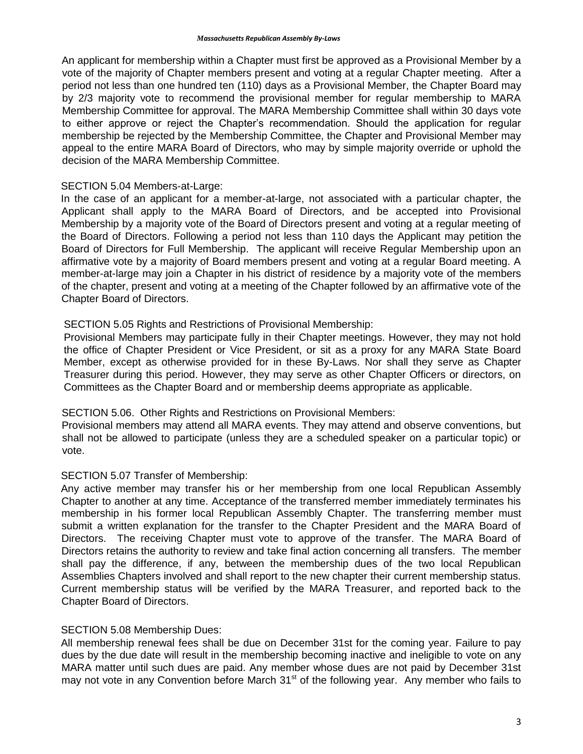An applicant for membership within a Chapter must first be approved as a Provisional Member by a vote of the majority of Chapter members present and voting at a regular Chapter meeting. After a period not less than one hundred ten (110) days as a Provisional Member, the Chapter Board may by 2/3 majority vote to recommend the provisional member for regular membership to MARA Membership Committee for approval. The MARA Membership Committee shall within 30 days vote to either approve or reject the Chapter's recommendation. Should the application for regular membership be rejected by the Membership Committee, the Chapter and Provisional Member may appeal to the entire MARA Board of Directors, who may by simple majority override or uphold the decision of the MARA Membership Committee.

SECTION 5.04 Members-at-Large:

In the case of an applicant for a member-at-large, not associated with a particular chapter, the Applicant shall apply to the MARA Board of Directors, and be accepted into Provisional Membership by a majority vote of the Board of Directors present and voting at a regular meeting of the Board of Directors. Following a period not less than 110 days the Applicant may petition the Board of Directors for Full Membership. The applicant will receive Regular Membership upon an affirmative vote by a majority of Board members present and voting at a regular Board meeting. A member-at-large may join a Chapter in his district of residence by a majority vote of the members of the chapter, present and voting at a meeting of the Chapter followed by an affirmative vote of the Chapter Board of Directors.

SECTION 5.05 Rights and Restrictions of Provisional Membership:

Provisional Members may participate fully in their Chapter meetings. However, they may not hold the office of Chapter President or Vice President, or sit as a proxy for any MARA State Board Member, except as otherwise provided for in these By-Laws. Nor shall they serve as Chapter Treasurer during this period. However, they may serve as other Chapter Officers or directors, on Committees as the Chapter Board and or membership deems appropriate as applicable.

SECTION 5.06. Other Rights and Restrictions on Provisional Members:

Provisional members may attend all MARA events. They may attend and observe conventions, but shall not be allowed to participate (unless they are a scheduled speaker on a particular topic) or vote.

SECTION 5.07 Transfer of Membership:

Any active member may transfer his or her membership from one local Republican Assembly Chapter to another at any time. Acceptance of the transferred member immediately terminates his membership in his former local Republican Assembly Chapter. The transferring member must submit a written explanation for the transfer to the Chapter President and the MARA Board of Directors. The receiving Chapter must vote to approve of the transfer. The MARA Board of Directors retains the authority to review and take final action concerning all transfers. The member shall pay the difference, if any, between the membership dues of the two local Republican Assemblies Chapters involved and shall report to the new chapter their current membership status. Current membership status will be verified by the MARA Treasurer, and reported back to the Chapter Board of Directors.

SECTION 5.08 Membership Dues:

All membership renewal fees shall be due on December 31st for the coming year. Failure to pay dues by the due date will result in the membership becoming inactive and ineligible to vote on any MARA matter until such dues are paid. Any member whose dues are not paid by December 31st may not vote in any Convention before March 31st of the following year. Any member who fails to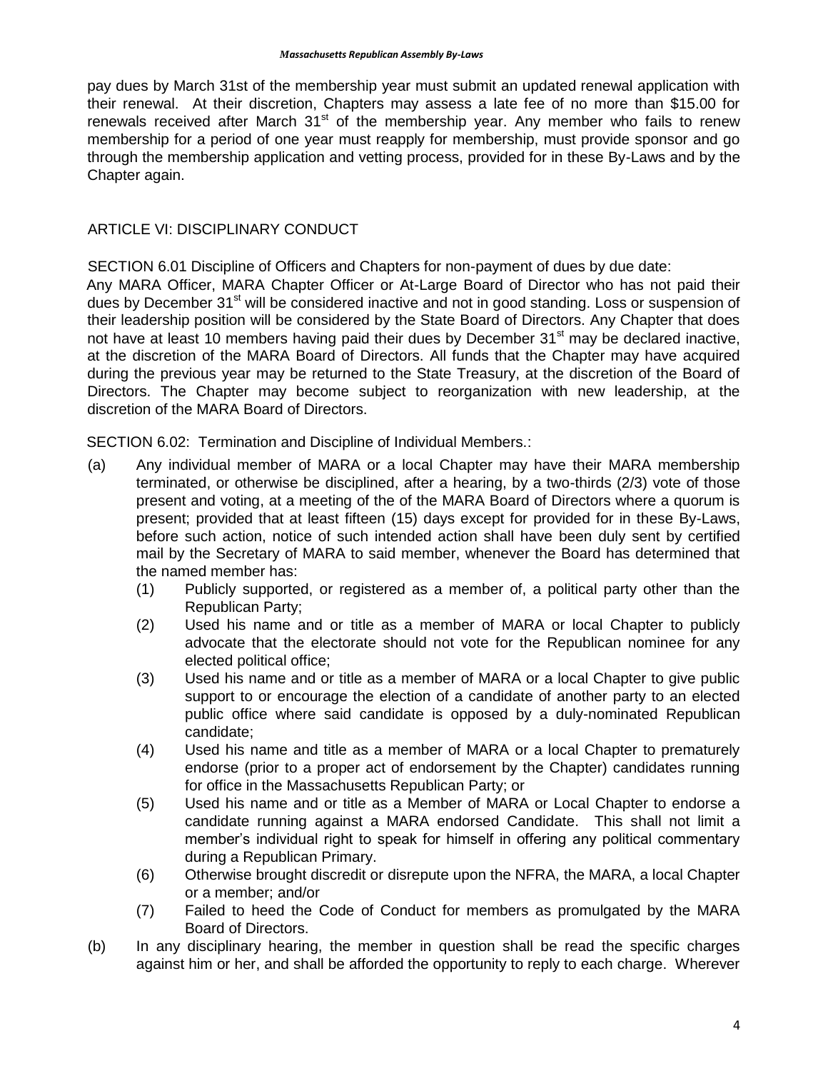pay dues by March 31st of the membership year must submit an updated renewal application with their renewal. At their discretion, Chapters may assess a late fee of no more than $15.00 for renewals received after March 31st of the membership year. Any member who fails to renew membership for a period of one year must reapply for membership, must provide sponsor and go through the membership application and vetting process, provided for in these By-Laws and by the Chapter again.

## ARTICLE VI: DISCIPLINARY CONDUCT

SECTION 6.01 Discipline of Officers and Chapters for non-payment of dues by due date:
Any MARA Officer, MARA Chapter Officer or At-Large Board of Director who has not paid their dues by December 31st will be considered inactive and not in good standing. Loss or suspension of their leadership position will be considered by the State Board of Directors. Any Chapter that does not have at least 10 members having paid their dues by December 31st may be declared inactive, at the discretion of the MARA Board of Directors. All funds that the Chapter may have acquired during the previous year may be returned to the State Treasury, at the discretion of the Board of Directors. The Chapter may become subject to reorganization with new leadership, at the discretion of the MARA Board of Directors.

SECTION 6.02: Termination and Discipline of Individual Members.:

(a) Any individual member of MARA or a local Chapter may have their MARA membership terminated, or otherwise be disciplined, after a hearing, by a two-thirds (2/3) vote of those present and voting, at a meeting of the of the MARA Board of Directors where a quorum is present; provided that at least fifteen (15) days except for provided for in these By-Laws, before such action, notice of such intended action shall have been duly sent by certified mail by the Secretary of MARA to said member, whenever the Board has determined that the named member has:
    (1) Publicly supported, or registered as a member of, a political party other than the Republican Party;
    (2) Used his name and or title as a member of MARA or local Chapter to publicly advocate that the electorate should not vote for the Republican nominee for any elected political office;
    (3) Used his name and or title as a member of MARA or a local Chapter to give public support to or encourage the election of a candidate of another party to an elected public office where said candidate is opposed by a duly-nominated Republican candidate;
    (4) Used his name and title as a member of MARA or a local Chapter to prematurely endorse (prior to a proper act of endorsement by the Chapter) candidates running for office in the Massachusetts Republican Party; or
    (5) Used his name and or title as a Member of MARA or Local Chapter to endorse a candidate running against a MARA endorsed Candidate. This shall not limit a member's individual right to speak for himself in offering any political commentary during a Republican Primary.
    (6) Otherwise brought discredit or disrepute upon the NFRA, the MARA, a local Chapter or a member; and/or
    (7) Failed to heed the Code of Conduct for members as promulgated by the MARA Board of Directors.

(b) In any disciplinary hearing, the member in question shall be read the specific charges against him or her, and shall be afforded the opportunity to reply to each charge. Wherever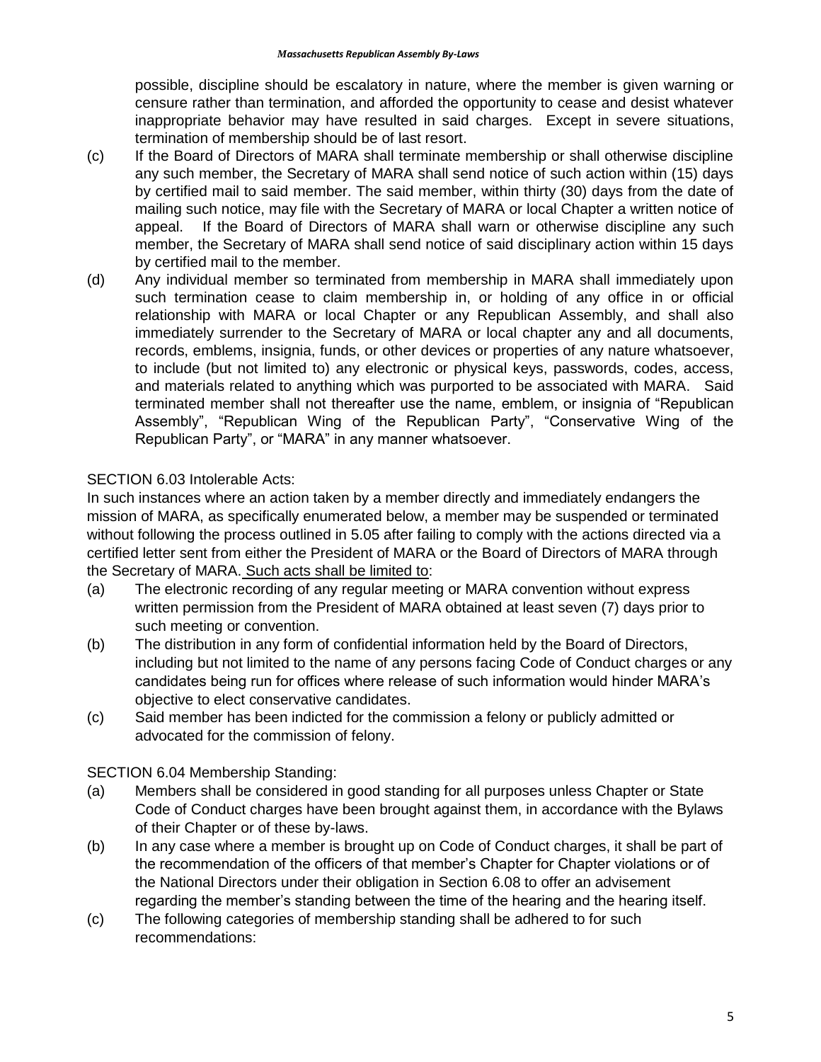possible, discipline should be escalatory in nature, where the member is given warning or censure rather than termination, and afforded the opportunity to cease and desist whatever inappropriate behavior may have resulted in said charges. Except in severe situations, termination of membership should be of last resort.

(c) If the Board of Directors of MARA shall terminate membership or shall otherwise discipline any such member, the Secretary of MARA shall send notice of such action within (15) days by certified mail to said member. The said member, within thirty (30) days from the date of mailing such notice, may file with the Secretary of MARA or local Chapter a written notice of appeal. If the Board of Directors of MARA shall warn or otherwise discipline any such member, the Secretary of MARA shall send notice of said disciplinary action within 15 days by certified mail to the member.

(d) Any individual member so terminated from membership in MARA shall immediately upon such termination cease to claim membership in, or holding of any office in or official relationship with MARA or local Chapter or any Republican Assembly, and shall also immediately surrender to the Secretary of MARA or local chapter any and all documents, records, emblems, insignia, funds, or other devices or properties of any nature whatsoever, to include (but not limited to) any electronic or physical keys, passwords, codes, access, and materials related to anything which was purported to be associated with MARA. Said terminated member shall not thereafter use the name, emblem, or insignia of "Republican Assembly", "Republican Wing of the Republican Party", "Conservative Wing of the Republican Party", or "MARA" in any manner whatsoever.

SECTION 6.03 Intolerable Acts:

In such instances where an action taken by a member directly and immediately endangers the mission of MARA, as specifically enumerated below, a member may be suspended or terminated without following the process outlined in 5.05 after failing to comply with the actions directed via a certified letter sent from either the President of MARA or the Board of Directors of MARA through the Secretary of MARA. <u>Such acts shall be limited to</u>:

(a) The electronic recording of any regular meeting or MARA convention without express written permission from the President of MARA obtained at least seven (7) days prior to such meeting or convention.

(b) The distribution in any form of confidential information held by the Board of Directors, including but not limited to the name of any persons facing Code of Conduct charges or any candidates being run for offices where release of such information would hinder MARA's objective to elect conservative candidates.

(c) Said member has been indicted for the commission a felony or publicly admitted or advocated for the commission of felony.

SECTION 6.04 Membership Standing:

(a) Members shall be considered in good standing for all purposes unless Chapter or State Code of Conduct charges have been brought against them, in accordance with the Bylaws of their Chapter or of these by-laws.

(b) In any case where a member is brought up on Code of Conduct charges, it shall be part of the recommendation of the officers of that member's Chapter for Chapter violations or of the National Directors under their obligation in Section 6.08 to offer an advisement regarding the member's standing between the time of the hearing and the hearing itself.

(c) The following categories of membership standing shall be adhered to for such recommendations: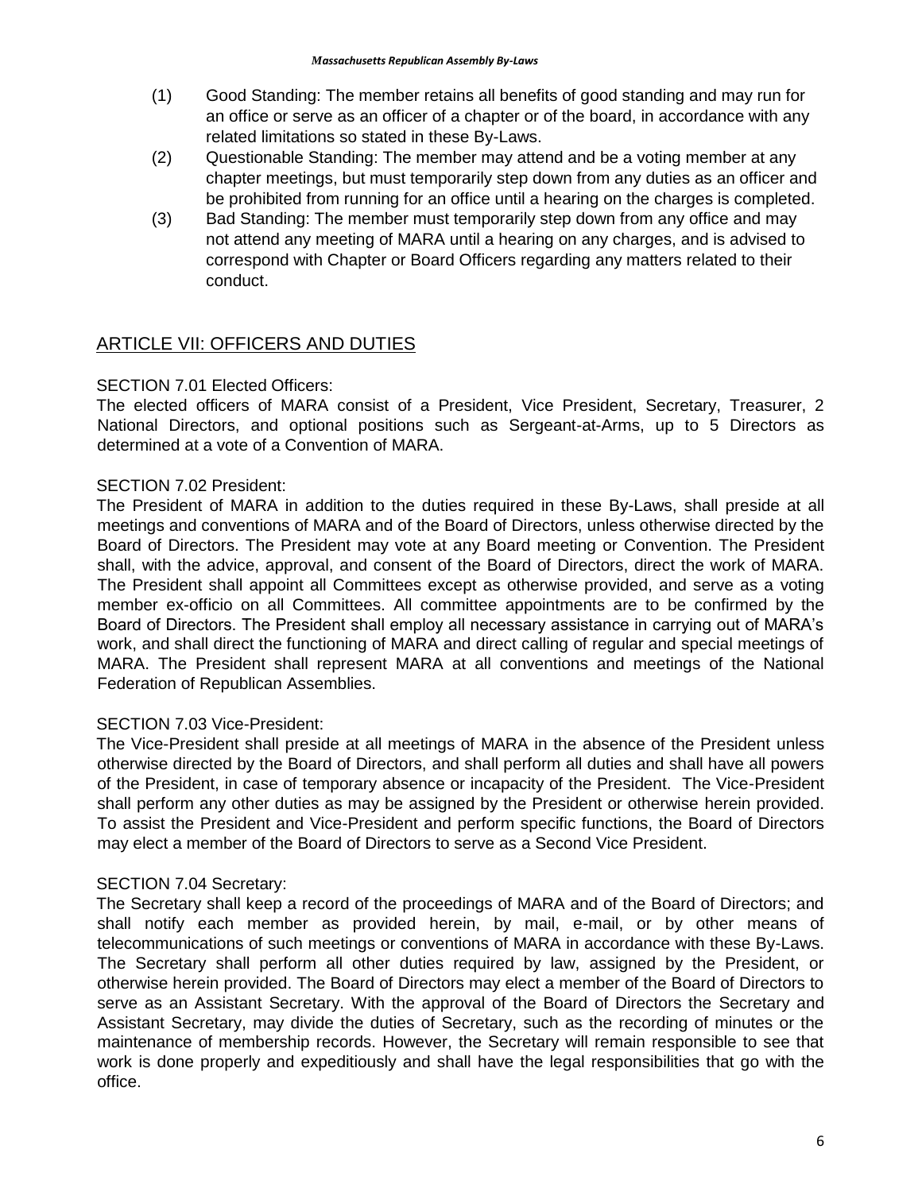(1) Good Standing: The member retains all benefits of good standing and may run for an office or serve as an officer of a chapter or of the board, in accordance with any related limitations so stated in these By-Laws.

(2) Questionable Standing: The member may attend and be a voting member at any chapter meetings, but must temporarily step down from any duties as an officer and be prohibited from running for an office until a hearing on the charges is completed.

(3) Bad Standing: The member must temporarily step down from any office and may not attend any meeting of MARA until a hearing on any charges, and is advised to correspond with Chapter or Board Officers regarding any matters related to their conduct.

## ARTICLE VII: OFFICERS AND DUTIES

SECTION 7.01 Elected Officers:

The elected officers of MARA consist of a President, Vice President, Secretary, Treasurer, 2 National Directors, and optional positions such as Sergeant-at-Arms, up to 5 Directors as determined at a vote of a Convention of MARA.

SECTION 7.02 President:

The President of MARA in addition to the duties required in these By-Laws, shall preside at all meetings and conventions of MARA and of the Board of Directors, unless otherwise directed by the Board of Directors. The President may vote at any Board meeting or Convention. The President shall, with the advice, approval, and consent of the Board of Directors, direct the work of MARA. The President shall appoint all Committees except as otherwise provided, and serve as a voting member ex-officio on all Committees. All committee appointments are to be confirmed by the Board of Directors. The President shall employ all necessary assistance in carrying out of MARA's work, and shall direct the functioning of MARA and direct calling of regular and special meetings of MARA. The President shall represent MARA at all conventions and meetings of the National Federation of Republican Assemblies.

SECTION 7.03 Vice-President:

The Vice-President shall preside at all meetings of MARA in the absence of the President unless otherwise directed by the Board of Directors, and shall perform all duties and shall have all powers of the President, in case of temporary absence or incapacity of the President. The Vice-President shall perform any other duties as may be assigned by the President or otherwise herein provided. To assist the President and Vice-President and perform specific functions, the Board of Directors may elect a member of the Board of Directors to serve as a Second Vice President.

SECTION 7.04 Secretary:

The Secretary shall keep a record of the proceedings of MARA and of the Board of Directors; and shall notify each member as provided herein, by mail, e-mail, or by other means of telecommunications of such meetings or conventions of MARA in accordance with these By-Laws. The Secretary shall perform all other duties required by law, assigned by the President, or otherwise herein provided. The Board of Directors may elect a member of the Board of Directors to serve as an Assistant Secretary. With the approval of the Board of Directors the Secretary and Assistant Secretary, may divide the duties of Secretary, such as the recording of minutes or the maintenance of membership records. However, the Secretary will remain responsible to see that work is done properly and expeditiously and shall have the legal responsibilities that go with the office.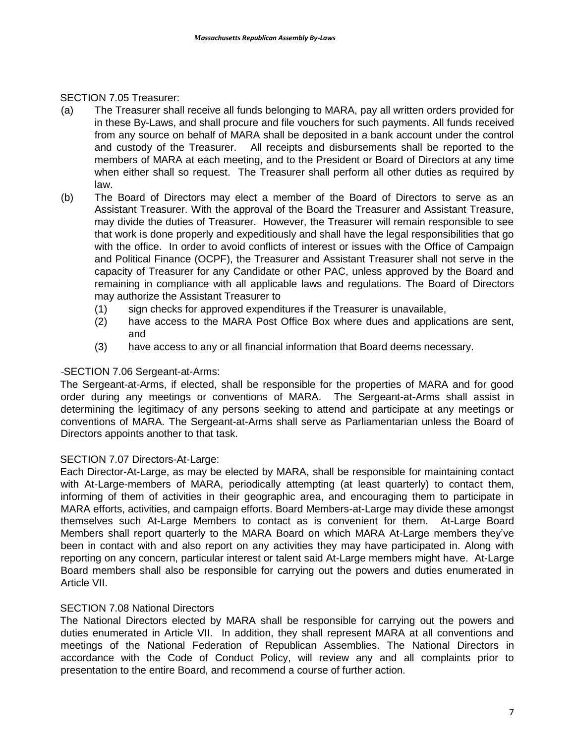SECTION 7.05 Treasurer:

(a) The Treasurer shall receive all funds belonging to MARA, pay all written orders provided for in these By-Laws, and shall procure and file vouchers for such payments. All funds received from any source on behalf of MARA shall be deposited in a bank account under the control and custody of the Treasurer. All receipts and disbursements shall be reported to the members of MARA at each meeting, and to the President or Board of Directors at any time when either shall so request. The Treasurer shall perform all other duties as required by law.

(b) The Board of Directors may elect a member of the Board of Directors to serve as an Assistant Treasurer. With the approval of the Board the Treasurer and Assistant Treasure, may divide the duties of Treasurer. However, the Treasurer will remain responsible to see that work is done properly and expeditiously and shall have the legal responsibilities that go with the office. In order to avoid conflicts of interest or issues with the Office of Campaign and Political Finance (OCPF), the Treasurer and Assistant Treasurer shall not serve in the capacity of Treasurer for any Candidate or other PAC, unless approved by the Board and remaining in compliance with all applicable laws and regulations. The Board of Directors may authorize the Assistant Treasurer to

   (1) sign checks for approved expenditures if the Treasurer is unavailable,
   (2) have access to the MARA Post Office Box where dues and applications are sent, and
   (3) have access to any or all financial information that Board deems necessary.

-SECTION 7.06 Sergeant-at-Arms:

The Sergeant-at-Arms, if elected, shall be responsible for the properties of MARA and for good order during any meetings or conventions of MARA. The Sergeant-at-Arms shall assist in determining the legitimacy of any persons seeking to attend and participate at any meetings or conventions of MARA. The Sergeant-at-Arms shall serve as Parliamentarian unless the Board of Directors appoints another to that task.

SECTION 7.07 Directors-At-Large:

Each Director-At-Large, as may be elected by MARA, shall be responsible for maintaining contact with At-Large-members of MARA, periodically attempting (at least quarterly) to contact them, informing of them of activities in their geographic area, and encouraging them to participate in MARA efforts, activities, and campaign efforts. Board Members-at-Large may divide these amongst themselves such At-Large Members to contact as is convenient for them. At-Large Board Members shall report quarterly to the MARA Board on which MARA At-Large members they've been in contact with and also report on any activities they may have participated in. Along with reporting on any concern, particular interest or talent said At-Large members might have. At-Large Board members shall also be responsible for carrying out the powers and duties enumerated in Article VII.

SECTION 7.08 National Directors

The National Directors elected by MARA shall be responsible for carrying out the powers and duties enumerated in Article VII. In addition, they shall represent MARA at all conventions and meetings of the National Federation of Republican Assemblies. The National Directors in accordance with the Code of Conduct Policy, will review any and all complaints prior to presentation to the entire Board, and recommend a course of further action.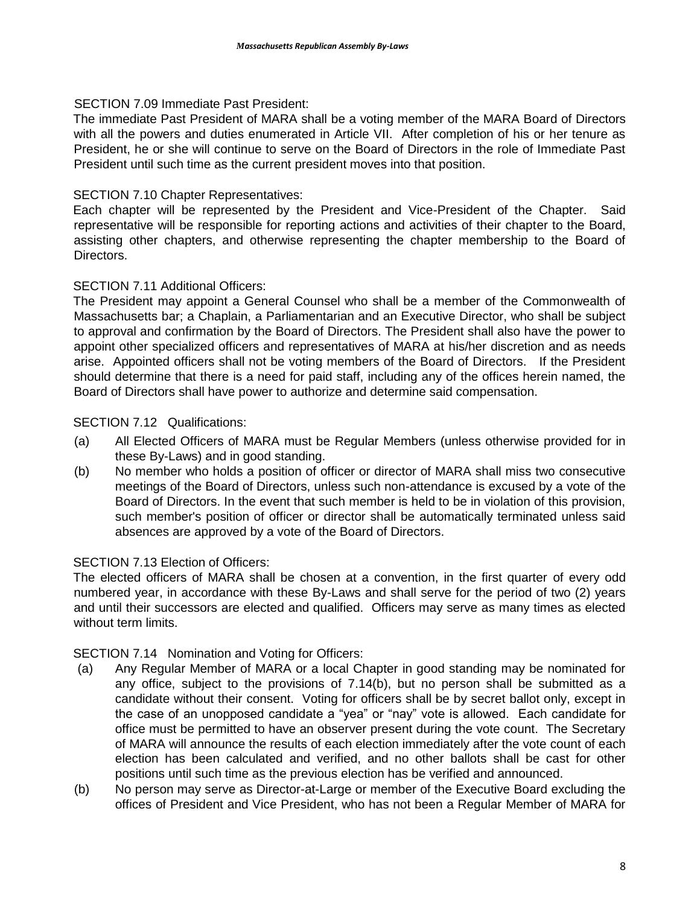SECTION 7.09 Immediate Past President:

The immediate Past President of MARA shall be a voting member of the MARA Board of Directors with all the powers and duties enumerated in Article VII. After completion of his or her tenure as President, he or she will continue to serve on the Board of Directors in the role of Immediate Past President until such time as the current president moves into that position.

SECTION 7.10 Chapter Representatives:

Each chapter will be represented by the President and Vice-President of the Chapter. Said representative will be responsible for reporting actions and activities of their chapter to the Board, assisting other chapters, and otherwise representing the chapter membership to the Board of Directors.

SECTION 7.11 Additional Officers:

The President may appoint a General Counsel who shall be a member of the Commonwealth of Massachusetts bar; a Chaplain, a Parliamentarian and an Executive Director, who shall be subject to approval and confirmation by the Board of Directors. The President shall also have the power to appoint other specialized officers and representatives of MARA at his/her discretion and as needs arise. Appointed officers shall not be voting members of the Board of Directors. If the President should determine that there is a need for paid staff, including any of the offices herein named, the Board of Directors shall have power to authorize and determine said compensation.

SECTION 7.12 Qualifications:

(a) All Elected Officers of MARA must be Regular Members (unless otherwise provided for in these By-Laws) and in good standing.

(b) No member who holds a position of officer or director of MARA shall miss two consecutive meetings of the Board of Directors, unless such non-attendance is excused by a vote of the Board of Directors. In the event that such member is held to be in violation of this provision, such member's position of officer or director shall be automatically terminated unless said absences are approved by a vote of the Board of Directors.

SECTION 7.13 Election of Officers:

The elected officers of MARA shall be chosen at a convention, in the first quarter of every odd numbered year, in accordance with these By-Laws and shall serve for the period of two (2) years and until their successors are elected and qualified. Officers may serve as many times as elected without term limits.

SECTION 7.14 Nomination and Voting for Officers:

(a) Any Regular Member of MARA or a local Chapter in good standing may be nominated for any office, subject to the provisions of 7.14(b), but no person shall be submitted as a candidate without their consent. Voting for officers shall be by secret ballot only, except in the case of an unopposed candidate a "yea" or "nay" vote is allowed. Each candidate for office must be permitted to have an observer present during the vote count. The Secretary of MARA will announce the results of each election immediately after the vote count of each election has been calculated and verified, and no other ballots shall be cast for other positions until such time as the previous election has be verified and announced.

(b) No person may serve as Director-at-Large or member of the Executive Board excluding the offices of President and Vice President, who has not been a Regular Member of MARA for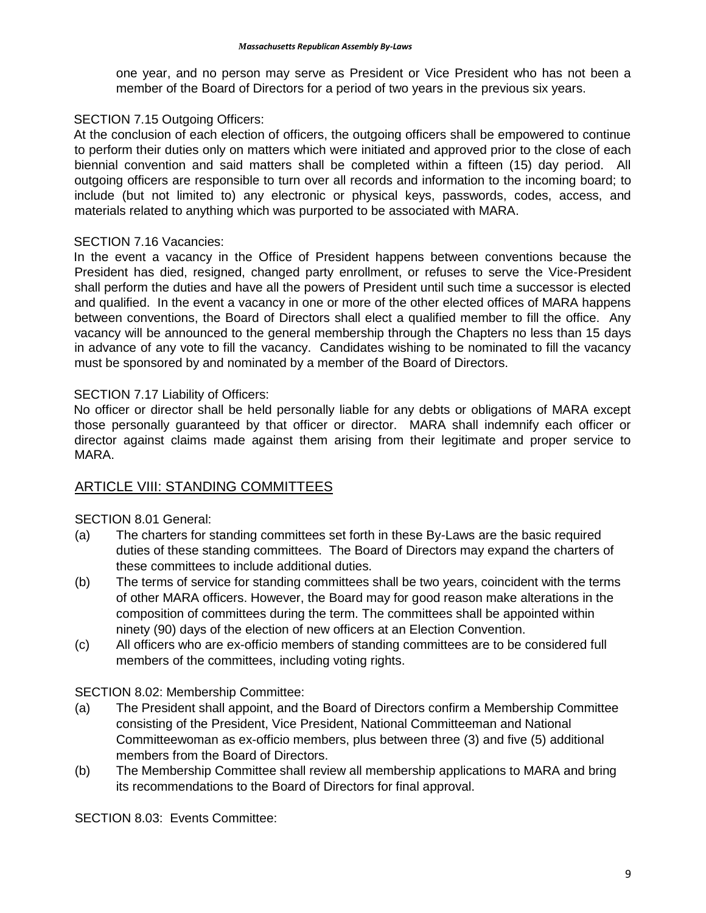one year, and no person may serve as President or Vice President who has not been a member of the Board of Directors for a period of two years in the previous six years.

SECTION 7.15 Outgoing Officers:

At the conclusion of each election of officers, the outgoing officers shall be empowered to continue to perform their duties only on matters which were initiated and approved prior to the close of each biennial convention and said matters shall be completed within a fifteen (15) day period. All outgoing officers are responsible to turn over all records and information to the incoming board; to include (but not limited to) any electronic or physical keys, passwords, codes, access, and materials related to anything which was purported to be associated with MARA.

SECTION 7.16 Vacancies:

In the event a vacancy in the Office of President happens between conventions because the President has died, resigned, changed party enrollment, or refuses to serve the Vice-President shall perform the duties and have all the powers of President until such time a successor is elected and qualified. In the event a vacancy in one or more of the other elected offices of MARA happens between conventions, the Board of Directors shall elect a qualified member to fill the office. Any vacancy will be announced to the general membership through the Chapters no less than 15 days in advance of any vote to fill the vacancy. Candidates wishing to be nominated to fill the vacancy must be sponsored by and nominated by a member of the Board of Directors.

SECTION 7.17 Liability of Officers:

No officer or director shall be held personally liable for any debts or obligations of MARA except those personally guaranteed by that officer or director. MARA shall indemnify each officer or director against claims made against them arising from their legitimate and proper service to MARA.

## ARTICLE VIII: STANDING COMMITTEES

SECTION 8.01 General:

(a) The charters for standing committees set forth in these By-Laws are the basic required duties of these standing committees. The Board of Directors may expand the charters of these committees to include additional duties.

(b) The terms of service for standing committees shall be two years, coincident with the terms of other MARA officers. However, the Board may for good reason make alterations in the composition of committees during the term. The committees shall be appointed within ninety (90) days of the election of new officers at an Election Convention.

(c) All officers who are ex-officio members of standing committees are to be considered full members of the committees, including voting rights.

SECTION 8.02: Membership Committee:

(a) The President shall appoint, and the Board of Directors confirm a Membership Committee consisting of the President, Vice President, National Committeeman and National Committeewoman as ex-officio members, plus between three (3) and five (5) additional members from the Board of Directors.

(b) The Membership Committee shall review all membership applications to MARA and bring its recommendations to the Board of Directors for final approval.

SECTION 8.03: Events Committee: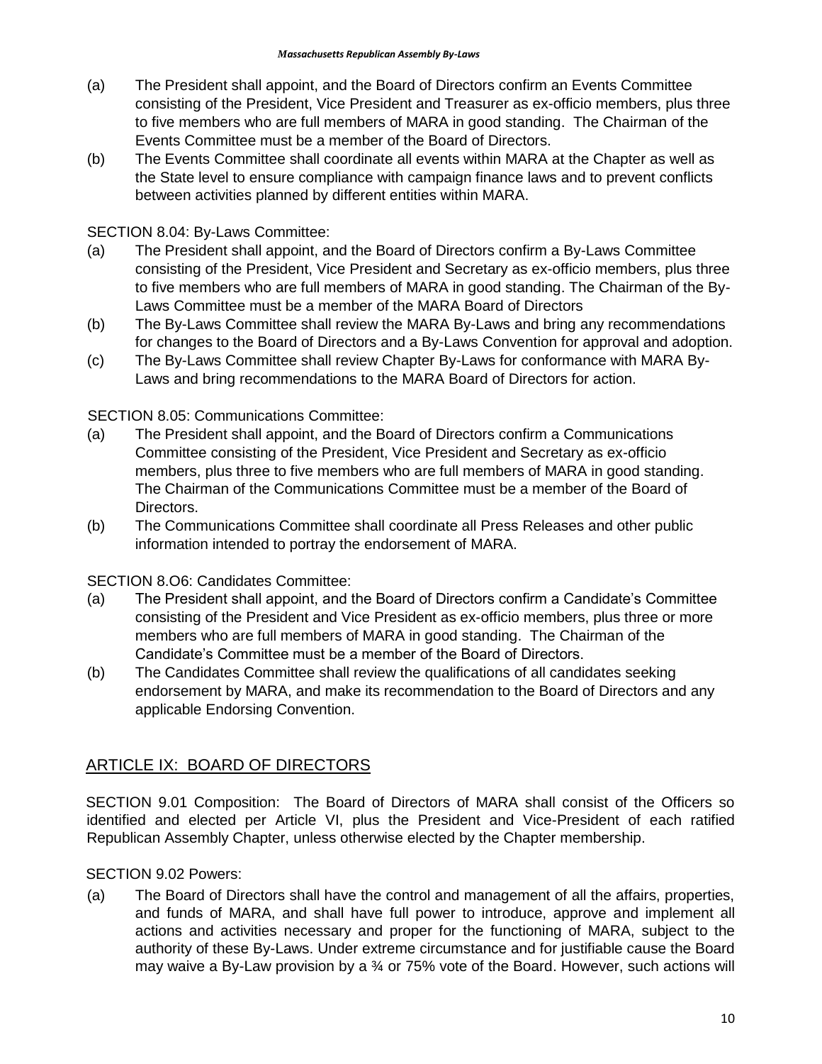(a) The President shall appoint, and the Board of Directors confirm an Events Committee consisting of the President, Vice President and Treasurer as ex-officio members, plus three to five members who are full members of MARA in good standing. The Chairman of the Events Committee must be a member of the Board of Directors.

(b) The Events Committee shall coordinate all events within MARA at the Chapter as well as the State level to ensure compliance with campaign finance laws and to prevent conflicts between activities planned by different entities within MARA.

SECTION 8.04: By-Laws Committee:

(a) The President shall appoint, and the Board of Directors confirm a By-Laws Committee consisting of the President, Vice President and Secretary as ex-officio members, plus three to five members who are full members of MARA in good standing. The Chairman of the By-Laws Committee must be a member of the MARA Board of Directors

(b) The By-Laws Committee shall review the MARA By-Laws and bring any recommendations for changes to the Board of Directors and a By-Laws Convention for approval and adoption.

(c) The By-Laws Committee shall review Chapter By-Laws for conformance with MARA By-Laws and bring recommendations to the MARA Board of Directors for action.

SECTION 8.05: Communications Committee:

(a) The President shall appoint, and the Board of Directors confirm a Communications Committee consisting of the President, Vice President and Secretary as ex-officio members, plus three to five members who are full members of MARA in good standing. The Chairman of the Communications Committee must be a member of the Board of Directors.

(b) The Communications Committee shall coordinate all Press Releases and other public information intended to portray the endorsement of MARA.

SECTION 8.O6: Candidates Committee:

(a) The President shall appoint, and the Board of Directors confirm a Candidate's Committee consisting of the President and Vice President as ex-officio members, plus three or more members who are full members of MARA in good standing. The Chairman of the Candidate's Committee must be a member of the Board of Directors.

(b) The Candidates Committee shall review the qualifications of all candidates seeking endorsement by MARA, and make its recommendation to the Board of Directors and any applicable Endorsing Convention.

## ARTICLE IX: BOARD OF DIRECTORS

SECTION 9.01 Composition: The Board of Directors of MARA shall consist of the Officers so identified and elected per Article VI, plus the President and Vice-President of each ratified Republican Assembly Chapter, unless otherwise elected by the Chapter membership.

SECTION 9.02 Powers:

(a) The Board of Directors shall have the control and management of all the affairs, properties, and funds of MARA, and shall have full power to introduce, approve and implement all actions and activities necessary and proper for the functioning of MARA, subject to the authority of these By-Laws. Under extreme circumstance and for justifiable cause the Board may waive a By-Law provision by a ¾ or 75% vote of the Board. However, such actions will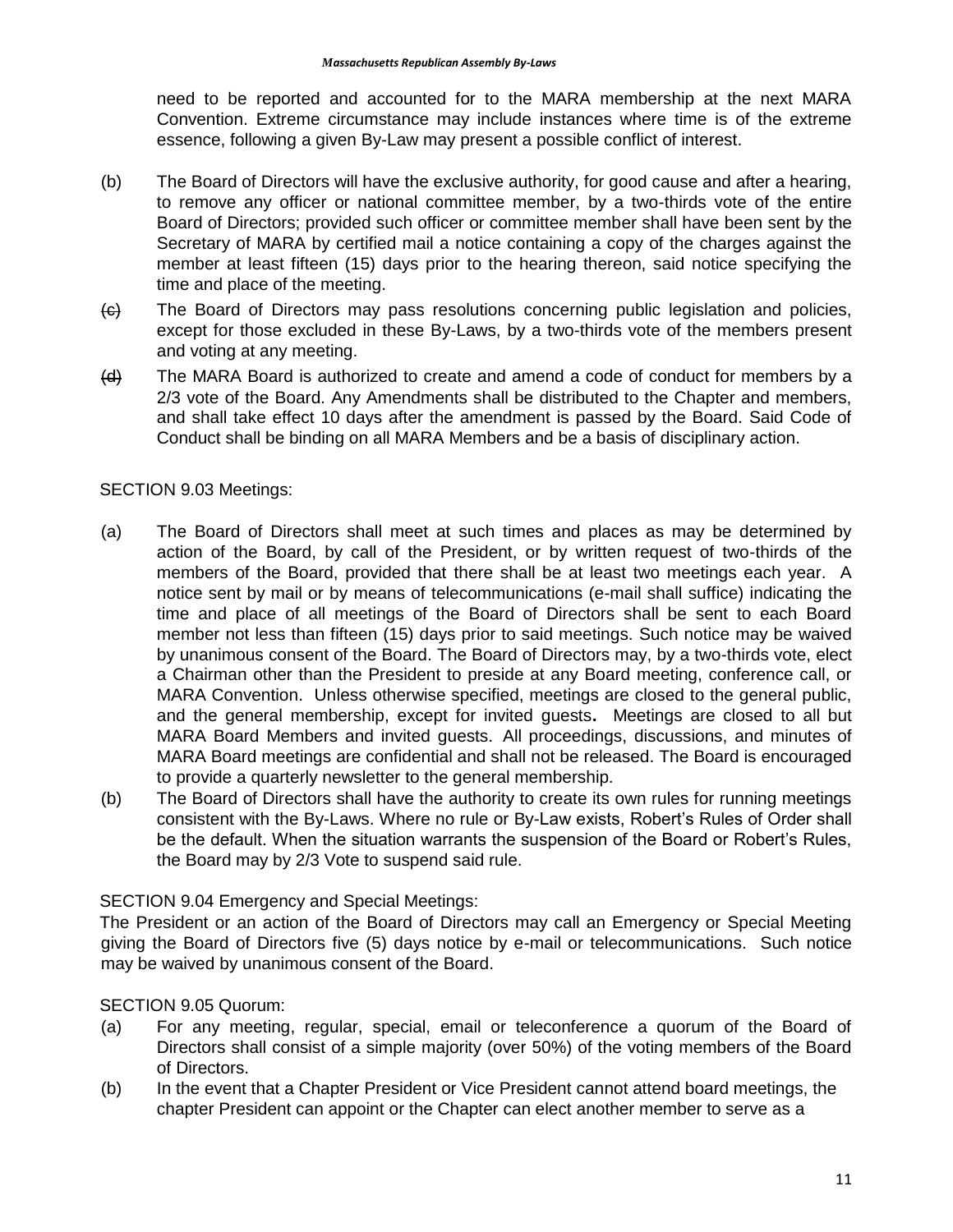need to be reported and accounted for to the MARA membership at the next MARA Convention. Extreme circumstance may include instances where time is of the extreme essence, following a given By-Law may present a possible conflict of interest.

(b) The Board of Directors will have the exclusive authority, for good cause and after a hearing, to remove any officer or national committee member, by a two-thirds vote of the entire Board of Directors; provided such officer or committee member shall have been sent by the Secretary of MARA by certified mail a notice containing a copy of the charges against the member at least fifteen (15) days prior to the hearing thereon, said notice specifying the time and place of the meeting.

~~(c)~~ The Board of Directors may pass resolutions concerning public legislation and policies, except for those excluded in these By-Laws, by a two-thirds vote of the members present and voting at any meeting.

~~(d)~~ The MARA Board is authorized to create and amend a code of conduct for members by a 2/3 vote of the Board. Any Amendments shall be distributed to the Chapter and members, and shall take effect 10 days after the amendment is passed by the Board. Said Code of Conduct shall be binding on all MARA Members and be a basis of disciplinary action.

SECTION 9.03 Meetings:

(a) The Board of Directors shall meet at such times and places as may be determined by action of the Board, by call of the President, or by written request of two-thirds of the members of the Board, provided that there shall be at least two meetings each year. A notice sent by mail or by means of telecommunications (e-mail shall suffice) indicating the time and place of all meetings of the Board of Directors shall be sent to each Board member not less than fifteen (15) days prior to said meetings. Such notice may be waived by unanimous consent of the Board. The Board of Directors may, by a two-thirds vote, elect a Chairman other than the President to preside at any Board meeting, conference call, or MARA Convention. Unless otherwise specified, meetings are closed to the general public, and the general membership, except for invited guests**.** Meetings are closed to all but MARA Board Members and invited guests. All proceedings, discussions, and minutes of MARA Board meetings are confidential and shall not be released. The Board is encouraged to provide a quarterly newsletter to the general membership.

(b) The Board of Directors shall have the authority to create its own rules for running meetings consistent with the By-Laws. Where no rule or By-Law exists, Robert's Rules of Order shall be the default. When the situation warrants the suspension of the Board or Robert's Rules, the Board may by 2/3 Vote to suspend said rule.

SECTION 9.04 Emergency and Special Meetings:

The President or an action of the Board of Directors may call an Emergency or Special Meeting giving the Board of Directors five (5) days notice by e-mail or telecommunications. Such notice may be waived by unanimous consent of the Board.

SECTION 9.05 Quorum:

(a) For any meeting, regular, special, email or teleconference a quorum of the Board of Directors shall consist of a simple majority (over 50%) of the voting members of the Board of Directors.

(b) In the event that a Chapter President or Vice President cannot attend board meetings, the chapter President can appoint or the Chapter can elect another member to serve as a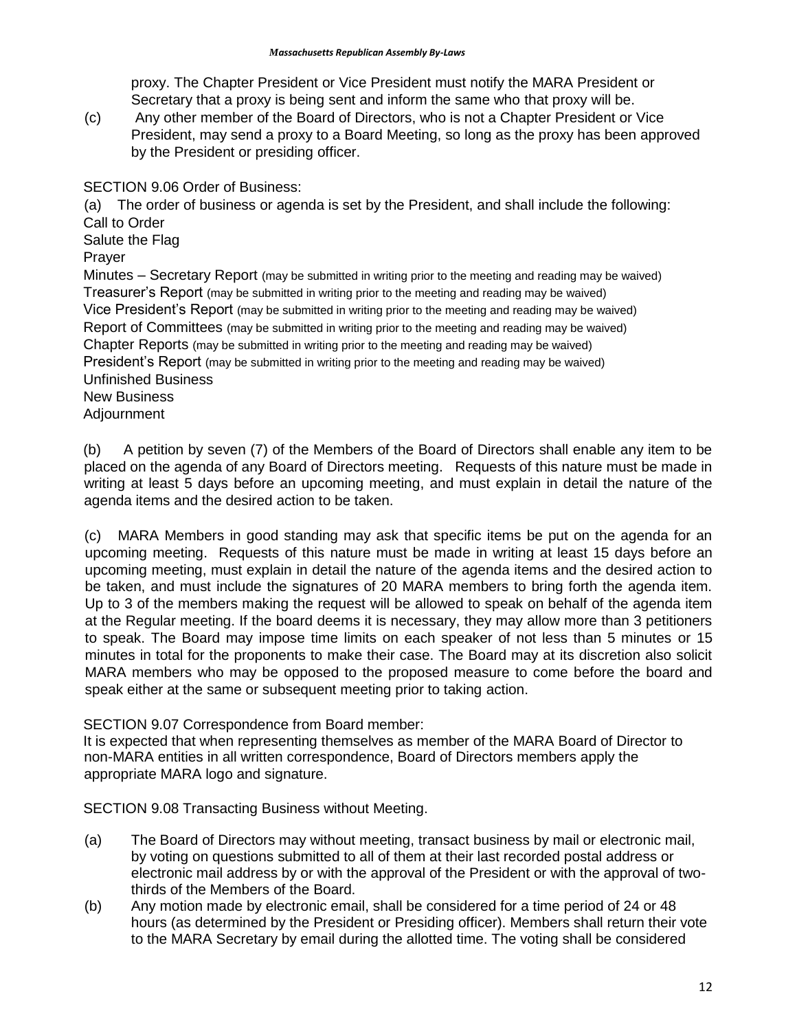proxy. The Chapter President or Vice President must notify the MARA President or Secretary that a proxy is being sent and inform the same who that proxy will be.

(c) Any other member of the Board of Directors, who is not a Chapter President or Vice President, may send a proxy to a Board Meeting, so long as the proxy has been approved by the President or presiding officer.

SECTION 9.06 Order of Business:

(a) The order of business or agenda is set by the President, and shall include the following:

Call to Order
Salute the Flag
Prayer
Minutes – Secretary Report (may be submitted in writing prior to the meeting and reading may be waived)
Treasurer's Report (may be submitted in writing prior to the meeting and reading may be waived)
Vice President's Report (may be submitted in writing prior to the meeting and reading may be waived)
Report of Committees (may be submitted in writing prior to the meeting and reading may be waived)
Chapter Reports (may be submitted in writing prior to the meeting and reading may be waived)
President's Report (may be submitted in writing prior to the meeting and reading may be waived)
Unfinished Business
New Business
Adjournment

(b) A petition by seven (7) of the Members of the Board of Directors shall enable any item to be placed on the agenda of any Board of Directors meeting. Requests of this nature must be made in writing at least 5 days before an upcoming meeting, and must explain in detail the nature of the agenda items and the desired action to be taken.

(c) MARA Members in good standing may ask that specific items be put on the agenda for an upcoming meeting. Requests of this nature must be made in writing at least 15 days before an upcoming meeting, must explain in detail the nature of the agenda items and the desired action to be taken, and must include the signatures of 20 MARA members to bring forth the agenda item. Up to 3 of the members making the request will be allowed to speak on behalf of the agenda item at the Regular meeting. If the board deems it is necessary, they may allow more than 3 petitioners to speak. The Board may impose time limits on each speaker of not less than 5 minutes or 15 minutes in total for the proponents to make their case. The Board may at its discretion also solicit MARA members who may be opposed to the proposed measure to come before the board and speak either at the same or subsequent meeting prior to taking action.

SECTION 9.07 Correspondence from Board member:

It is expected that when representing themselves as member of the MARA Board of Director to non-MARA entities in all written correspondence, Board of Directors members apply the appropriate MARA logo and signature.

SECTION 9.08 Transacting Business without Meeting.

(a) The Board of Directors may without meeting, transact business by mail or electronic mail, by voting on questions submitted to all of them at their last recorded postal address or electronic mail address by or with the approval of the President or with the approval of two-thirds of the Members of the Board.

(b) Any motion made by electronic email, shall be considered for a time period of 24 or 48 hours (as determined by the President or Presiding officer). Members shall return their vote to the MARA Secretary by email during the allotted time. The voting shall be considered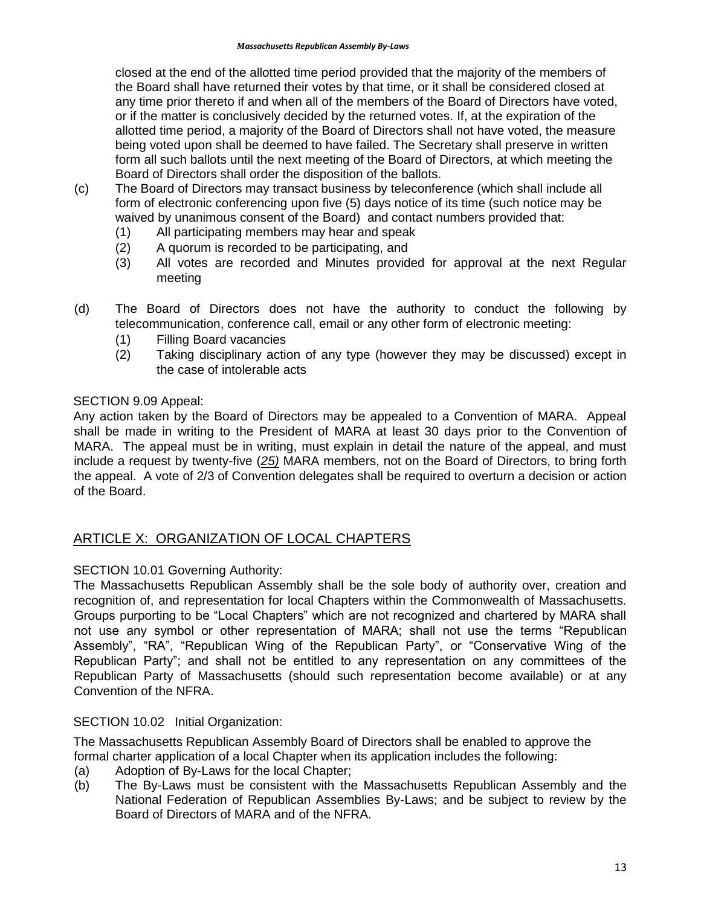closed at the end of the allotted time period provided that the majority of the members of the Board shall have returned their votes by that time, or it shall be considered closed at any time prior thereto if and when all of the members of the Board of Directors have voted, or if the matter is conclusively decided by the returned votes. If, at the expiration of the allotted time period, a majority of the Board of Directors shall not have voted, the measure being voted upon shall be deemed to have failed. The Secretary shall preserve in written form all such ballots until the next meeting of the Board of Directors, at which meeting the Board of Directors shall order the disposition of the ballots.

(c) The Board of Directors may transact business by teleconference (which shall include all form of electronic conferencing upon five (5) days notice of its time (such notice may be waived by unanimous consent of the Board) and contact numbers provided that:
  (1) All participating members may hear and speak
  (2) A quorum is recorded to be participating, and
  (3) All votes are recorded and Minutes provided for approval at the next Regular meeting

(d) The Board of Directors does not have the authority to conduct the following by telecommunication, conference call, email or any other form of electronic meeting:
  (1) Filling Board vacancies
  (2) Taking disciplinary action of any type (however they may be discussed) except in the case of intolerable acts

SECTION 9.09 Appeal:

Any action taken by the Board of Directors may be appealed to a Convention of MARA. Appeal shall be made in writing to the President of MARA at least 30 days prior to the Convention of MARA. The appeal must be in writing, must explain in detail the nature of the appeal, and must include a request by twenty-five (*25)* MARA members, not on the Board of Directors, to bring forth the appeal. A vote of 2/3 of Convention delegates shall be required to overturn a decision or action of the Board.

## ARTICLE X: ORGANIZATION OF LOCAL CHAPTERS

SECTION 10.01 Governing Authority:

The Massachusetts Republican Assembly shall be the sole body of authority over, creation and recognition of, and representation for local Chapters within the Commonwealth of Massachusetts. Groups purporting to be "Local Chapters" which are not recognized and chartered by MARA shall not use any symbol or other representation of MARA; shall not use the terms "Republican Assembly", "RA", "Republican Wing of the Republican Party", or "Conservative Wing of the Republican Party"; and shall not be entitled to any representation on any committees of the Republican Party of Massachusetts (should such representation become available) or at any Convention of the NFRA.

SECTION 10.02 Initial Organization:

The Massachusetts Republican Assembly Board of Directors shall be enabled to approve the formal charter application of a local Chapter when its application includes the following:

(a) Adoption of By-Laws for the local Chapter;
(b) The By-Laws must be consistent with the Massachusetts Republican Assembly and the National Federation of Republican Assemblies By-Laws; and be subject to review by the Board of Directors of MARA and of the NFRA.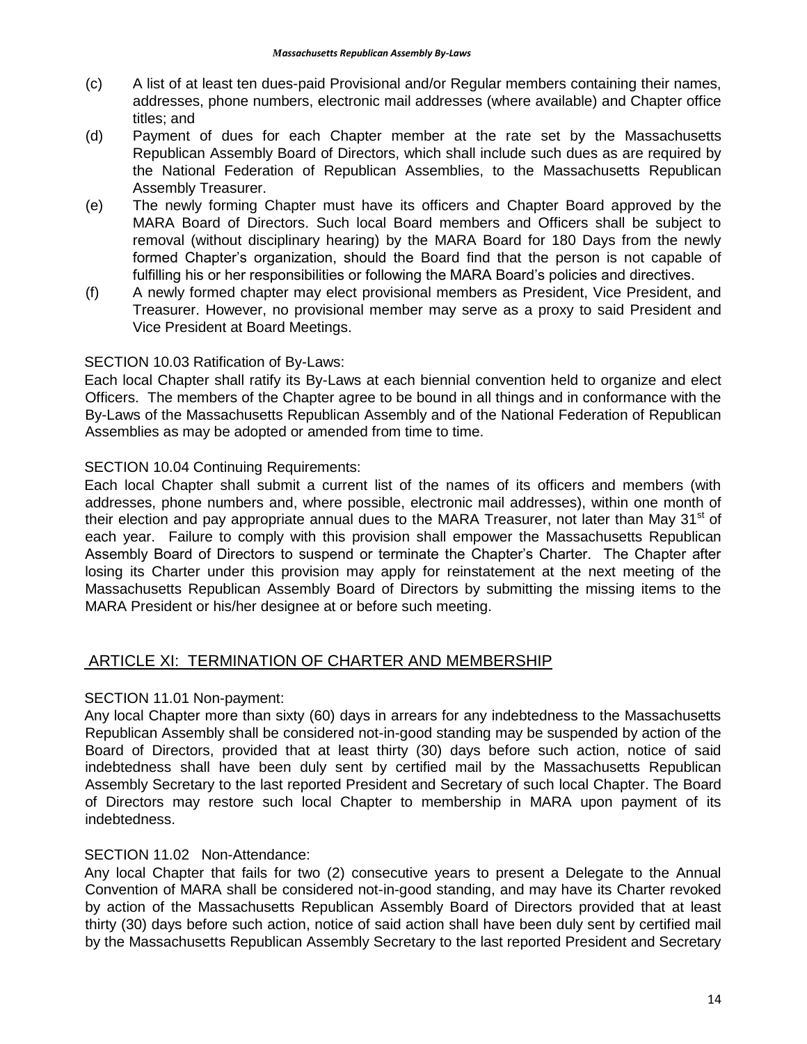(c) A list of at least ten dues-paid Provisional and/or Regular members containing their names, addresses, phone numbers, electronic mail addresses (where available) and Chapter office titles; and

(d) Payment of dues for each Chapter member at the rate set by the Massachusetts Republican Assembly Board of Directors, which shall include such dues as are required by the National Federation of Republican Assemblies, to the Massachusetts Republican Assembly Treasurer.

(e) The newly forming Chapter must have its officers and Chapter Board approved by the MARA Board of Directors. Such local Board members and Officers shall be subject to removal (without disciplinary hearing) by the MARA Board for 180 Days from the newly formed Chapter's organization, should the Board find that the person is not capable of fulfilling his or her responsibilities or following the MARA Board's policies and directives.

(f) A newly formed chapter may elect provisional members as President, Vice President, and Treasurer. However, no provisional member may serve as a proxy to said President and Vice President at Board Meetings.

SECTION 10.03 Ratification of By-Laws:

Each local Chapter shall ratify its By-Laws at each biennial convention held to organize and elect Officers. The members of the Chapter agree to be bound in all things and in conformance with the By-Laws of the Massachusetts Republican Assembly and of the National Federation of Republican Assemblies as may be adopted or amended from time to time.

SECTION 10.04 Continuing Requirements:

Each local Chapter shall submit a current list of the names of its officers and members (with addresses, phone numbers and, where possible, electronic mail addresses), within one month of their election and pay appropriate annual dues to the MARA Treasurer, not later than May 31st of each year. Failure to comply with this provision shall empower the Massachusetts Republican Assembly Board of Directors to suspend or terminate the Chapter's Charter. The Chapter after losing its Charter under this provision may apply for reinstatement at the next meeting of the Massachusetts Republican Assembly Board of Directors by submitting the missing items to the MARA President or his/her designee at or before such meeting.

## ARTICLE XI: TERMINATION OF CHARTER AND MEMBERSHIP

SECTION 11.01 Non-payment:

Any local Chapter more than sixty (60) days in arrears for any indebtedness to the Massachusetts Republican Assembly shall be considered not-in-good standing may be suspended by action of the Board of Directors, provided that at least thirty (30) days before such action, notice of said indebtedness shall have been duly sent by certified mail by the Massachusetts Republican Assembly Secretary to the last reported President and Secretary of such local Chapter. The Board of Directors may restore such local Chapter to membership in MARA upon payment of its indebtedness.

SECTION 11.02 Non-Attendance:

Any local Chapter that fails for two (2) consecutive years to present a Delegate to the Annual Convention of MARA shall be considered not-in-good standing, and may have its Charter revoked by action of the Massachusetts Republican Assembly Board of Directors provided that at least thirty (30) days before such action, notice of said action shall have been duly sent by certified mail by the Massachusetts Republican Assembly Secretary to the last reported President and Secretary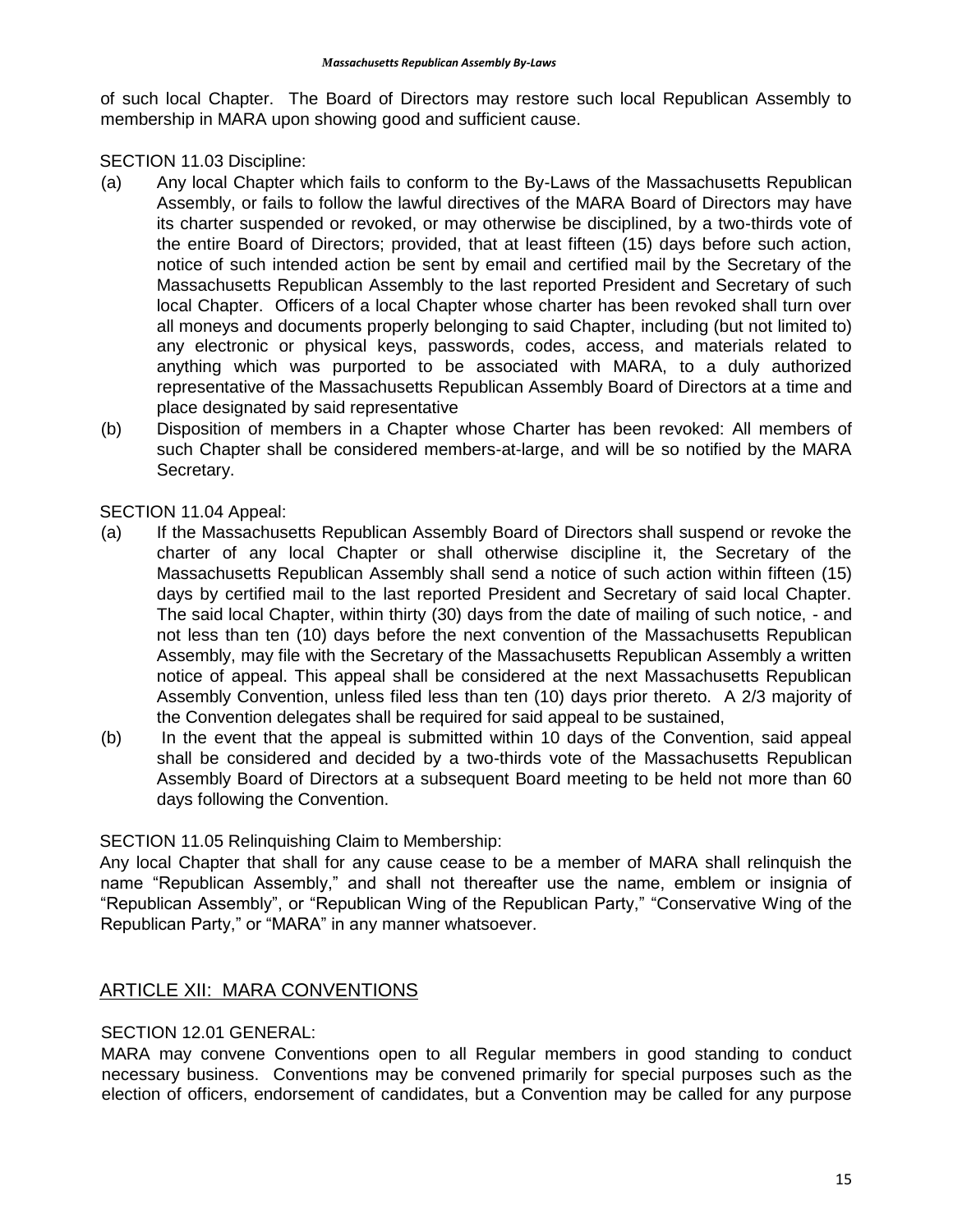of such local Chapter. The Board of Directors may restore such local Republican Assembly to membership in MARA upon showing good and sufficient cause.

SECTION 11.03 Discipline:

(a) Any local Chapter which fails to conform to the By-Laws of the Massachusetts Republican Assembly, or fails to follow the lawful directives of the MARA Board of Directors may have its charter suspended or revoked, or may otherwise be disciplined, by a two-thirds vote of the entire Board of Directors; provided, that at least fifteen (15) days before such action, notice of such intended action be sent by email and certified mail by the Secretary of the Massachusetts Republican Assembly to the last reported President and Secretary of such local Chapter. Officers of a local Chapter whose charter has been revoked shall turn over all moneys and documents properly belonging to said Chapter, including (but not limited to) any electronic or physical keys, passwords, codes, access, and materials related to anything which was purported to be associated with MARA, to a duly authorized representative of the Massachusetts Republican Assembly Board of Directors at a time and place designated by said representative

(b) Disposition of members in a Chapter whose Charter has been revoked: All members of such Chapter shall be considered members-at-large, and will be so notified by the MARA Secretary.

SECTION 11.04 Appeal:

(a) If the Massachusetts Republican Assembly Board of Directors shall suspend or revoke the charter of any local Chapter or shall otherwise discipline it, the Secretary of the Massachusetts Republican Assembly shall send a notice of such action within fifteen (15) days by certified mail to the last reported President and Secretary of said local Chapter. The said local Chapter, within thirty (30) days from the date of mailing of such notice, - and not less than ten (10) days before the next convention of the Massachusetts Republican Assembly, may file with the Secretary of the Massachusetts Republican Assembly a written notice of appeal. This appeal shall be considered at the next Massachusetts Republican Assembly Convention, unless filed less than ten (10) days prior thereto. A 2/3 majority of the Convention delegates shall be required for said appeal to be sustained,

(b) In the event that the appeal is submitted within 10 days of the Convention, said appeal shall be considered and decided by a two-thirds vote of the Massachusetts Republican Assembly Board of Directors at a subsequent Board meeting to be held not more than 60 days following the Convention.

SECTION 11.05 Relinquishing Claim to Membership:

Any local Chapter that shall for any cause cease to be a member of MARA shall relinquish the name "Republican Assembly," and shall not thereafter use the name, emblem or insignia of "Republican Assembly", or "Republican Wing of the Republican Party," "Conservative Wing of the Republican Party," or "MARA" in any manner whatsoever.

## ARTICLE XII: MARA CONVENTIONS

SECTION 12.01 GENERAL:

MARA may convene Conventions open to all Regular members in good standing to conduct necessary business. Conventions may be convened primarily for special purposes such as the election of officers, endorsement of candidates, but a Convention may be called for any purpose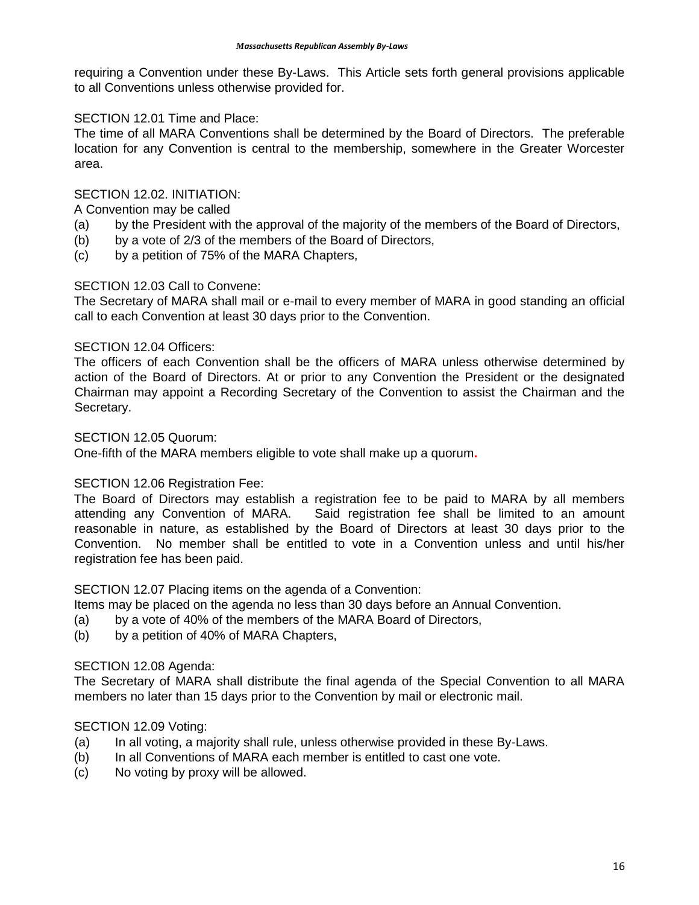requiring a Convention under these By-Laws. This Article sets forth general provisions applicable to all Conventions unless otherwise provided for.

SECTION 12.01 Time and Place:

The time of all MARA Conventions shall be determined by the Board of Directors. The preferable location for any Convention is central to the membership, somewhere in the Greater Worcester area.

SECTION 12.02. INITIATION:

A Convention may be called

(a) by the President with the approval of the majority of the members of the Board of Directors,

(b) by a vote of 2/3 of the members of the Board of Directors,

(c) by a petition of 75% of the MARA Chapters,

SECTION 12.03 Call to Convene:

The Secretary of MARA shall mail or e-mail to every member of MARA in good standing an official call to each Convention at least 30 days prior to the Convention.

SECTION 12.04 Officers:

The officers of each Convention shall be the officers of MARA unless otherwise determined by action of the Board of Directors. At or prior to any Convention the President or the designated Chairman may appoint a Recording Secretary of the Convention to assist the Chairman and the Secretary.

SECTION 12.05 Quorum:

One-fifth of the MARA members eligible to vote shall make up a quorum.

SECTION 12.06 Registration Fee:

The Board of Directors may establish a registration fee to be paid to MARA by all members attending any Convention of MARA. Said registration fee shall be limited to an amount reasonable in nature, as established by the Board of Directors at least 30 days prior to the Convention. No member shall be entitled to vote in a Convention unless and until his/her registration fee has been paid.

SECTION 12.07 Placing items on the agenda of a Convention:

Items may be placed on the agenda no less than 30 days before an Annual Convention.

(a) by a vote of 40% of the members of the MARA Board of Directors,

(b) by a petition of 40% of MARA Chapters,

SECTION 12.08 Agenda:

The Secretary of MARA shall distribute the final agenda of the Special Convention to all MARA members no later than 15 days prior to the Convention by mail or electronic mail.

SECTION 12.09 Voting:

(a) In all voting, a majority shall rule, unless otherwise provided in these By-Laws.

(b) In all Conventions of MARA each member is entitled to cast one vote.

(c) No voting by proxy will be allowed.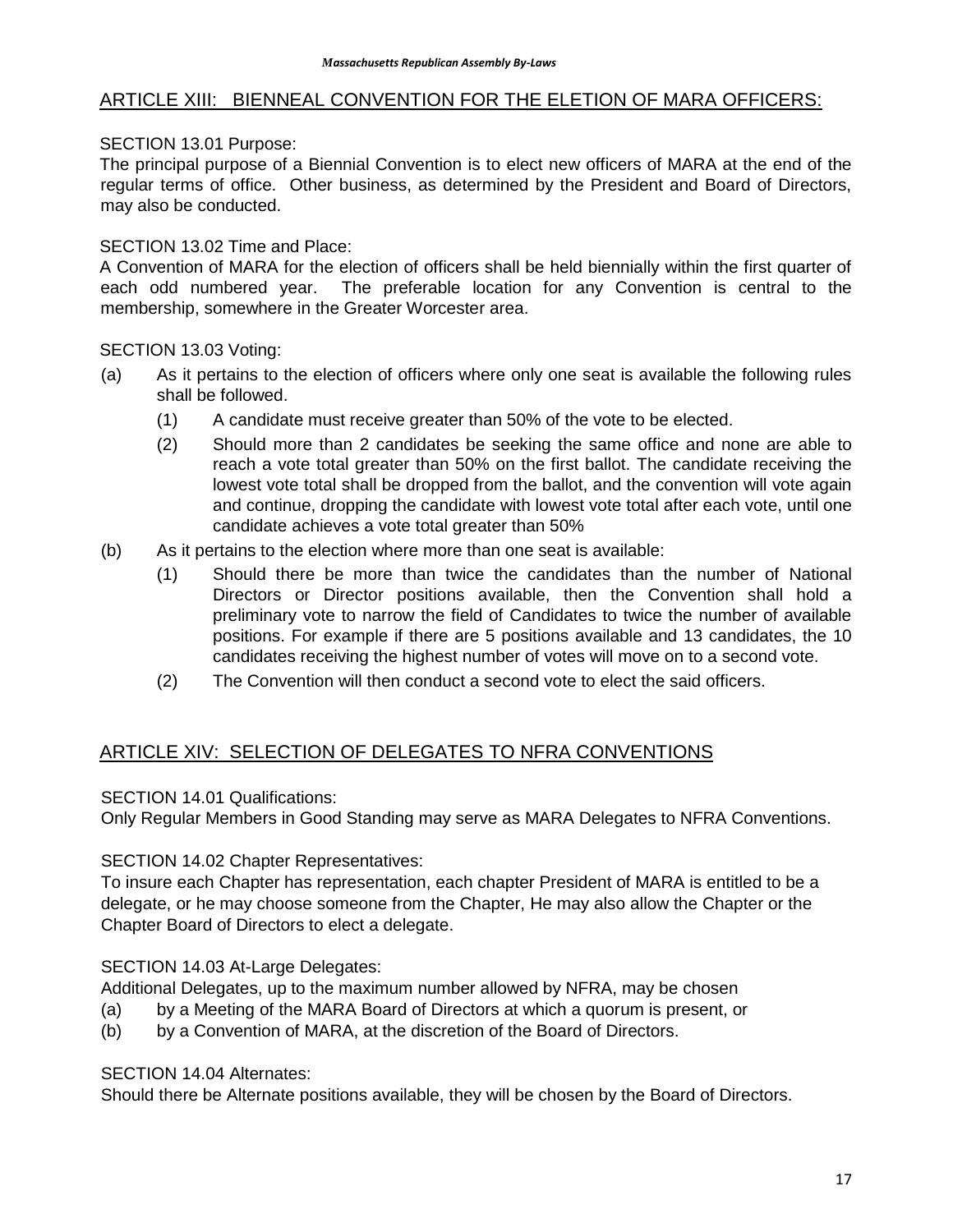## ARTICLE XIII: BIENNEAL CONVENTION FOR THE ELETION OF MARA OFFICERS:

SECTION 13.01 Purpose:
The principal purpose of a Biennial Convention is to elect new officers of MARA at the end of the regular terms of office. Other business, as determined by the President and Board of Directors, may also be conducted.

SECTION 13.02 Time and Place:
A Convention of MARA for the election of officers shall be held biennially within the first quarter of each odd numbered year. The preferable location for any Convention is central to the membership, somewhere in the Greater Worcester area.

SECTION 13.03 Voting:

(a) As it pertains to the election of officers where only one seat is available the following rules shall be followed.

   (1) A candidate must receive greater than 50% of the vote to be elected.

   (2) Should more than 2 candidates be seeking the same office and none are able to reach a vote total greater than 50% on the first ballot. The candidate receiving the lowest vote total shall be dropped from the ballot, and the convention will vote again and continue, dropping the candidate with lowest vote total after each vote, until one candidate achieves a vote total greater than 50%

(b) As it pertains to the election where more than one seat is available:

   (1) Should there be more than twice the candidates than the number of National Directors or Director positions available, then the Convention shall hold a preliminary vote to narrow the field of Candidates to twice the number of available positions. For example if there are 5 positions available and 13 candidates, the 10 candidates receiving the highest number of votes will move on to a second vote.

   (2) The Convention will then conduct a second vote to elect the said officers.

## ARTICLE XIV: SELECTION OF DELEGATES TO NFRA CONVENTIONS

SECTION 14.01 Qualifications:
Only Regular Members in Good Standing may serve as MARA Delegates to NFRA Conventions.

SECTION 14.02 Chapter Representatives:
To insure each Chapter has representation, each chapter President of MARA is entitled to be a delegate, or he may choose someone from the Chapter, He may also allow the Chapter or the Chapter Board of Directors to elect a delegate.

SECTION 14.03 At-Large Delegates:
Additional Delegates, up to the maximum number allowed by NFRA, may be chosen

(a) by a Meeting of the MARA Board of Directors at which a quorum is present, or

(b) by a Convention of MARA, at the discretion of the Board of Directors.

SECTION 14.04 Alternates:
Should there be Alternate positions available, they will be chosen by the Board of Directors.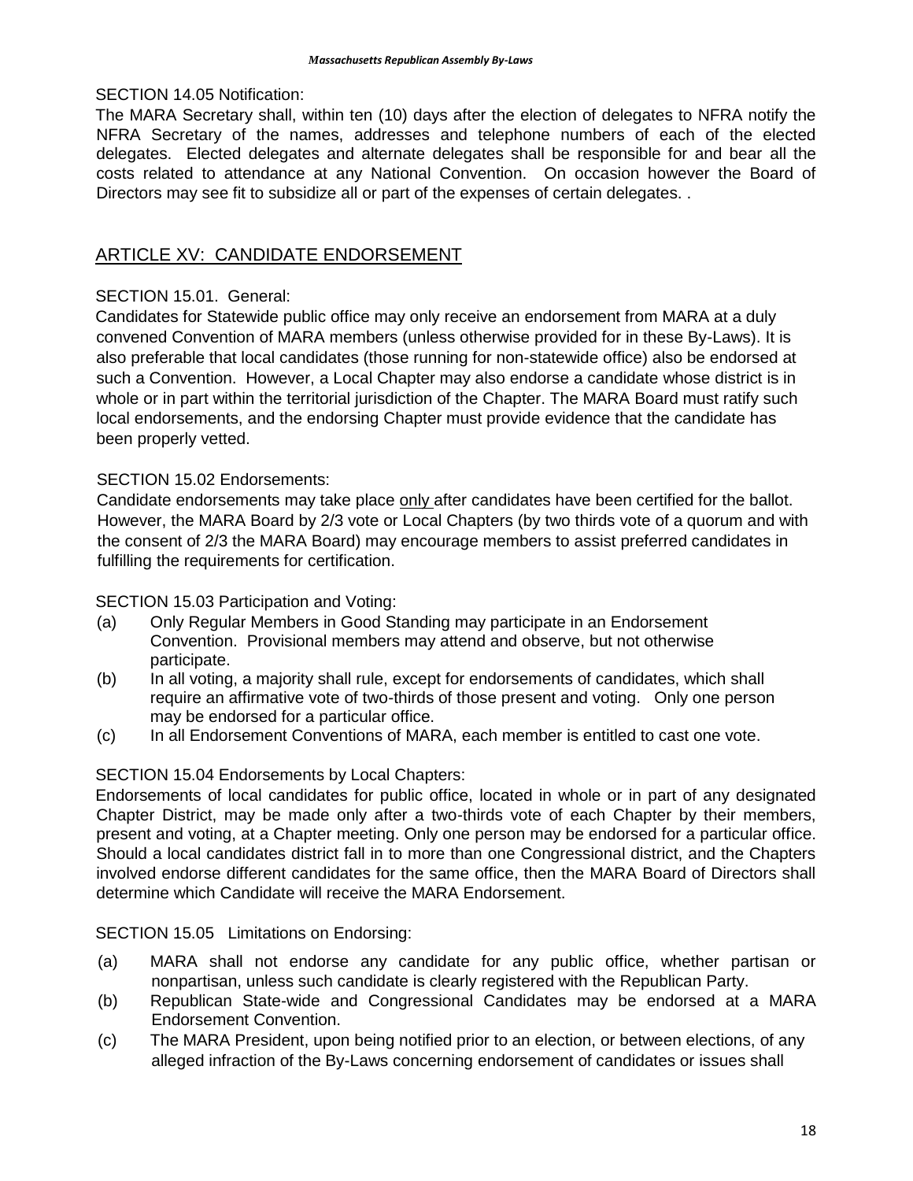SECTION 14.05 Notification:

The MARA Secretary shall, within ten (10) days after the election of delegates to NFRA notify the NFRA Secretary of the names, addresses and telephone numbers of each of the elected delegates. Elected delegates and alternate delegates shall be responsible for and bear all the costs related to attendance at any National Convention. On occasion however the Board of Directors may see fit to subsidize all or part of the expenses of certain delegates. .

## ARTICLE XV: CANDIDATE ENDORSEMENT

SECTION 15.01. General:

Candidates for Statewide public office may only receive an endorsement from MARA at a duly convened Convention of MARA members (unless otherwise provided for in these By-Laws). It is also preferable that local candidates (those running for non-statewide office) also be endorsed at such a Convention. However, a Local Chapter may also endorse a candidate whose district is in whole or in part within the territorial jurisdiction of the Chapter. The MARA Board must ratify such local endorsements, and the endorsing Chapter must provide evidence that the candidate has been properly vetted.

SECTION 15.02 Endorsements:

Candidate endorsements may take place only after candidates have been certified for the ballot. However, the MARA Board by 2/3 vote or Local Chapters (by two thirds vote of a quorum and with the consent of 2/3 the MARA Board) may encourage members to assist preferred candidates in fulfilling the requirements for certification.

SECTION 15.03 Participation and Voting:

(a) Only Regular Members in Good Standing may participate in an Endorsement Convention. Provisional members may attend and observe, but not otherwise participate.

(b) In all voting, a majority shall rule, except for endorsements of candidates, which shall require an affirmative vote of two-thirds of those present and voting. Only one person may be endorsed for a particular office.

(c) In all Endorsement Conventions of MARA, each member is entitled to cast one vote.

SECTION 15.04 Endorsements by Local Chapters:

Endorsements of local candidates for public office, located in whole or in part of any designated Chapter District, may be made only after a two-thirds vote of each Chapter by their members, present and voting, at a Chapter meeting. Only one person may be endorsed for a particular office. Should a local candidates district fall in to more than one Congressional district, and the Chapters involved endorse different candidates for the same office, then the MARA Board of Directors shall determine which Candidate will receive the MARA Endorsement.

SECTION 15.05 Limitations on Endorsing:

(a) MARA shall not endorse any candidate for any public office, whether partisan or nonpartisan, unless such candidate is clearly registered with the Republican Party.

(b) Republican State-wide and Congressional Candidates may be endorsed at a MARA Endorsement Convention.

(c) The MARA President, upon being notified prior to an election, or between elections, of any alleged infraction of the By-Laws concerning endorsement of candidates or issues shall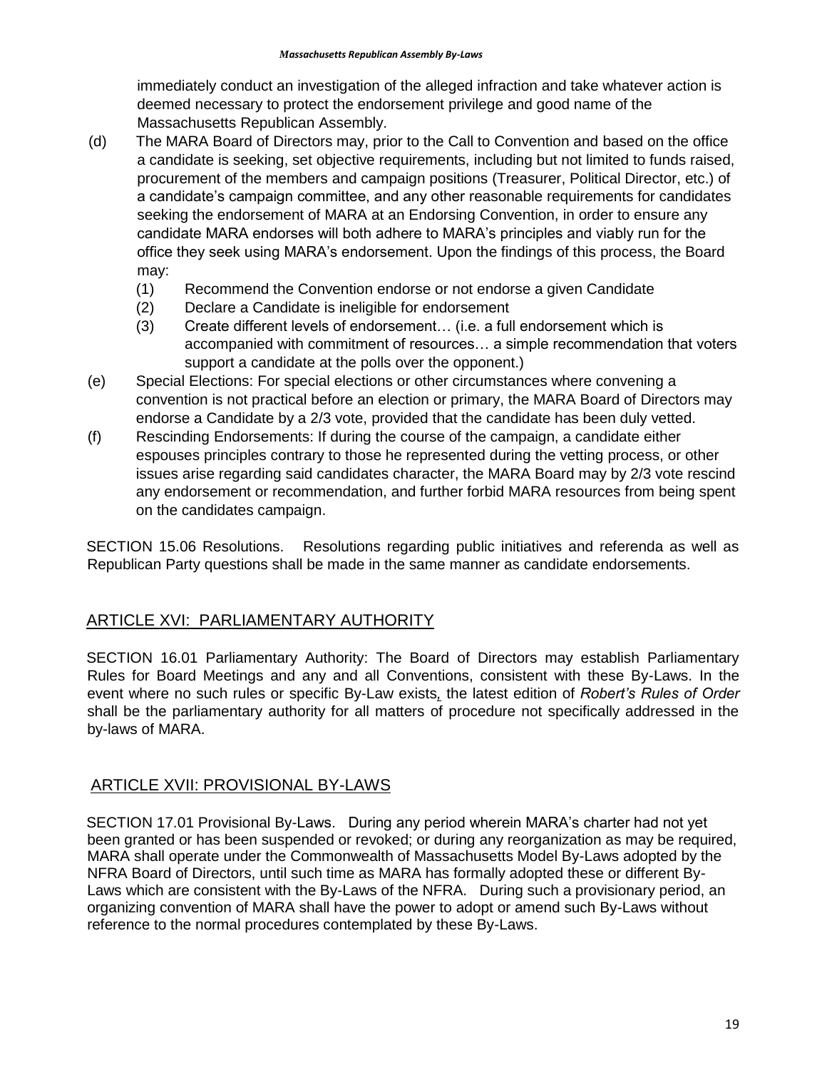immediately conduct an investigation of the alleged infraction and take whatever action is deemed necessary to protect the endorsement privilege and good name of the Massachusetts Republican Assembly.

(d) The MARA Board of Directors may, prior to the Call to Convention and based on the office a candidate is seeking, set objective requirements, including but not limited to funds raised, procurement of the members and campaign positions (Treasurer, Political Director, etc.) of a candidate's campaign committee, and any other reasonable requirements for candidates seeking the endorsement of MARA at an Endorsing Convention, in order to ensure any candidate MARA endorses will both adhere to MARA's principles and viably run for the office they seek using MARA's endorsement. Upon the findings of this process, the Board may:

  (1) Recommend the Convention endorse or not endorse a given Candidate
  (2) Declare a Candidate is ineligible for endorsement
  (3) Create different levels of endorsement… (i.e. a full endorsement which is accompanied with commitment of resources… a simple recommendation that voters support a candidate at the polls over the opponent.)

(e) Special Elections: For special elections or other circumstances where convening a convention is not practical before an election or primary, the MARA Board of Directors may endorse a Candidate by a 2/3 vote, provided that the candidate has been duly vetted.

(f) Rescinding Endorsements: If during the course of the campaign, a candidate either espouses principles contrary to those he represented during the vetting process, or other issues arise regarding said candidates character, the MARA Board may by 2/3 vote rescind any endorsement or recommendation, and further forbid MARA resources from being spent on the candidates campaign.

SECTION 15.06 Resolutions. Resolutions regarding public initiatives and referenda as well as Republican Party questions shall be made in the same manner as candidate endorsements.

## ARTICLE XVI: PARLIAMENTARY AUTHORITY

SECTION 16.01 Parliamentary Authority: The Board of Directors may establish Parliamentary Rules for Board Meetings and any and all Conventions, consistent with these By-Laws. In the event where no such rules or specific By-Law exists, the latest edition of *Robert's Rules of Order* shall be the parliamentary authority for all matters of procedure not specifically addressed in the by-laws of MARA.

## ARTICLE XVII: PROVISIONAL BY-LAWS

SECTION 17.01 Provisional By-Laws. During any period wherein MARA's charter had not yet been granted or has been suspended or revoked; or during any reorganization as may be required, MARA shall operate under the Commonwealth of Massachusetts Model By-Laws adopted by the NFRA Board of Directors, until such time as MARA has formally adopted these or different By-Laws which are consistent with the By-Laws of the NFRA. During such a provisionary period, an organizing convention of MARA shall have the power to adopt or amend such By-Laws without reference to the normal procedures contemplated by these By-Laws.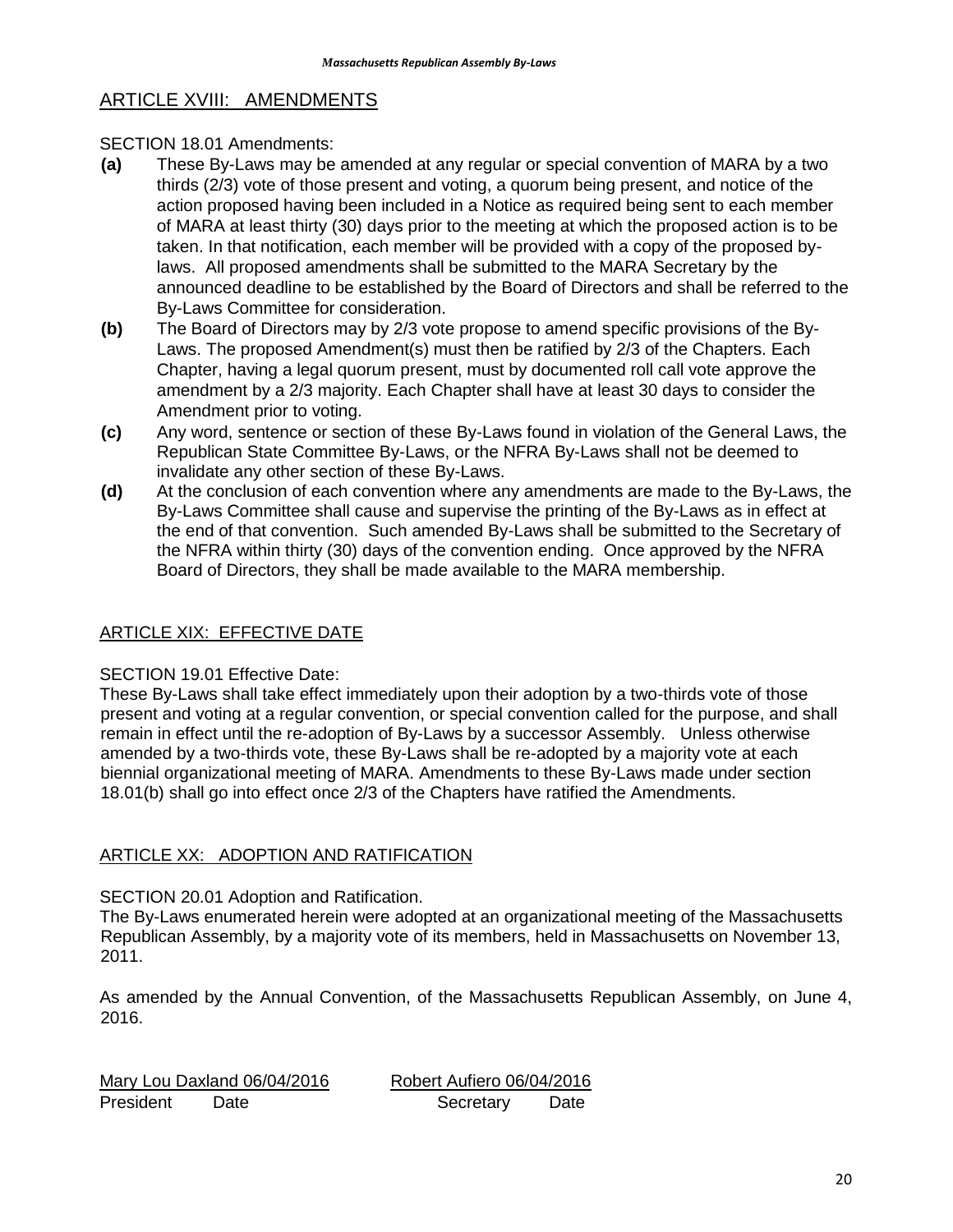## ARTICLE XVIII: AMENDMENTS

SECTION 18.01 Amendments:

**(a)** These By-Laws may be amended at any regular or special convention of MARA by a two thirds (2/3) vote of those present and voting, a quorum being present, and notice of the action proposed having been included in a Notice as required being sent to each member of MARA at least thirty (30) days prior to the meeting at which the proposed action is to be taken. In that notification, each member will be provided with a copy of the proposed by-laws. All proposed amendments shall be submitted to the MARA Secretary by the announced deadline to be established by the Board of Directors and shall be referred to the By-Laws Committee for consideration.

**(b)** The Board of Directors may by 2/3 vote propose to amend specific provisions of the By-Laws. The proposed Amendment(s) must then be ratified by 2/3 of the Chapters. Each Chapter, having a legal quorum present, must by documented roll call vote approve the amendment by a 2/3 majority. Each Chapter shall have at least 30 days to consider the Amendment prior to voting.

**(c)** Any word, sentence or section of these By-Laws found in violation of the General Laws, the Republican State Committee By-Laws, or the NFRA By-Laws shall not be deemed to invalidate any other section of these By-Laws.

**(d)** At the conclusion of each convention where any amendments are made to the By-Laws, the By-Laws Committee shall cause and supervise the printing of the By-Laws as in effect at the end of that convention. Such amended By-Laws shall be submitted to the Secretary of the NFRA within thirty (30) days of the convention ending. Once approved by the NFRA Board of Directors, they shall be made available to the MARA membership.

## ARTICLE XIX: EFFECTIVE DATE

SECTION 19.01 Effective Date:

These By-Laws shall take effect immediately upon their adoption by a two-thirds vote of those present and voting at a regular convention, or special convention called for the purpose, and shall remain in effect until the re-adoption of By-Laws by a successor Assembly. Unless otherwise amended by a two-thirds vote, these By-Laws shall be re-adopted by a majority vote at each biennial organizational meeting of MARA. Amendments to these By-Laws made under section 18.01(b) shall go into effect once 2/3 of the Chapters have ratified the Amendments.

## ARTICLE XX: ADOPTION AND RATIFICATION

SECTION 20.01 Adoption and Ratification.

The By-Laws enumerated herein were adopted at an organizational meeting of the Massachusetts Republican Assembly, by a majority vote of its members, held in Massachusetts on November 13, 2011.

As amended by the Annual Convention, of the Massachusetts Republican Assembly, on June 4, 2016.

Mary Lou Daxland 06/04/2016
President Date

Robert Aufiero 06/04/2016
Secretary Date